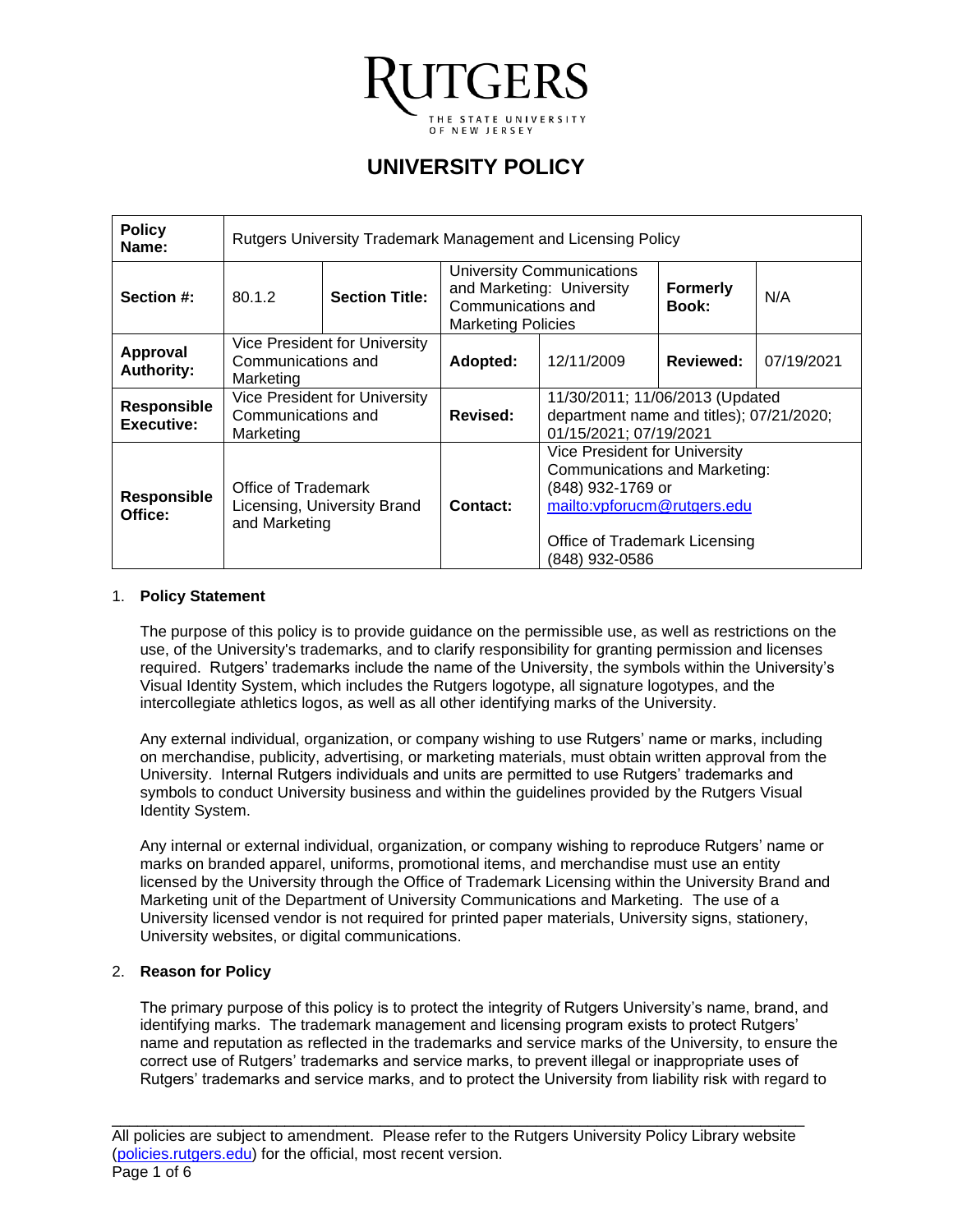# UNIVERSITY POLICY

| **Policy Name:** | Rutgers University Trademark Management and Licensing Policy | | | | | |
|---|---|---|---|---|---|---|
| **Section #:** | 80.1.2 | **Section Title:** | University Communications and Marketing: University Communications and Marketing Policies | | **Formerly Book:** | N/A |
| **Approval Authority:** | Vice President for University Communications and Marketing | | **Adopted:** | 12/11/2009 | **Reviewed:** | 07/19/2021 |
| **Responsible Executive:** | Vice President for University Communications and Marketing | | **Revised:** | 11/30/2011; 11/06/2013 (Updated department name and titles); 07/21/2020; 01/15/2021; 07/19/2021 | | |
| **Responsible Office:** | Office of Trademark Licensing, University Brand and Marketing | | **Contact:** | Vice President for University Communications and Marketing: (848) 932-1769 or [mailto:vpforucm@rutgers.edu](mailto:vpforucm@rutgers.edu)<br><br>Office of Trademark Licensing (848) 932-0586 | | |

1. **Policy Statement**

   The purpose of this policy is to provide guidance on the permissible use, as well as restrictions on the use, of the University's trademarks, and to clarify responsibility for granting permission and licenses required. Rutgers' trademarks include the name of the University, the symbols within the University's Visual Identity System, which includes the Rutgers logotype, all signature logotypes, and the intercollegiate athletics logos, as well as all other identifying marks of the University.

   Any external individual, organization, or company wishing to use Rutgers' name or marks, including on merchandise, publicity, advertising, or marketing materials, must obtain written approval from the University. Internal Rutgers individuals and units are permitted to use Rutgers' trademarks and symbols to conduct University business and within the guidelines provided by the Rutgers Visual Identity System.

   Any internal or external individual, organization, or company wishing to reproduce Rutgers' name or marks on branded apparel, uniforms, promotional items, and merchandise must use an entity licensed by the University through the Office of Trademark Licensing within the University Brand and Marketing unit of the Department of University Communications and Marketing. The use of a University licensed vendor is not required for printed paper materials, University signs, stationery, University websites, or digital communications.

2. **Reason for Policy**

   The primary purpose of this policy is to protect the integrity of Rutgers University's name, brand, and identifying marks. The trademark management and licensing program exists to protect Rutgers' name and reputation as reflected in the trademarks and service marks of the University, to ensure the correct use of Rutgers' trademarks and service marks, to prevent illegal or inappropriate uses of Rutgers' trademarks and service marks, and to protect the University from liability risk with regard to

All policies are subject to amendment. Please refer to the Rutgers University Policy Library website ([policies.rutgers.edu](policies.rutgers.edu)) for the official, most recent version.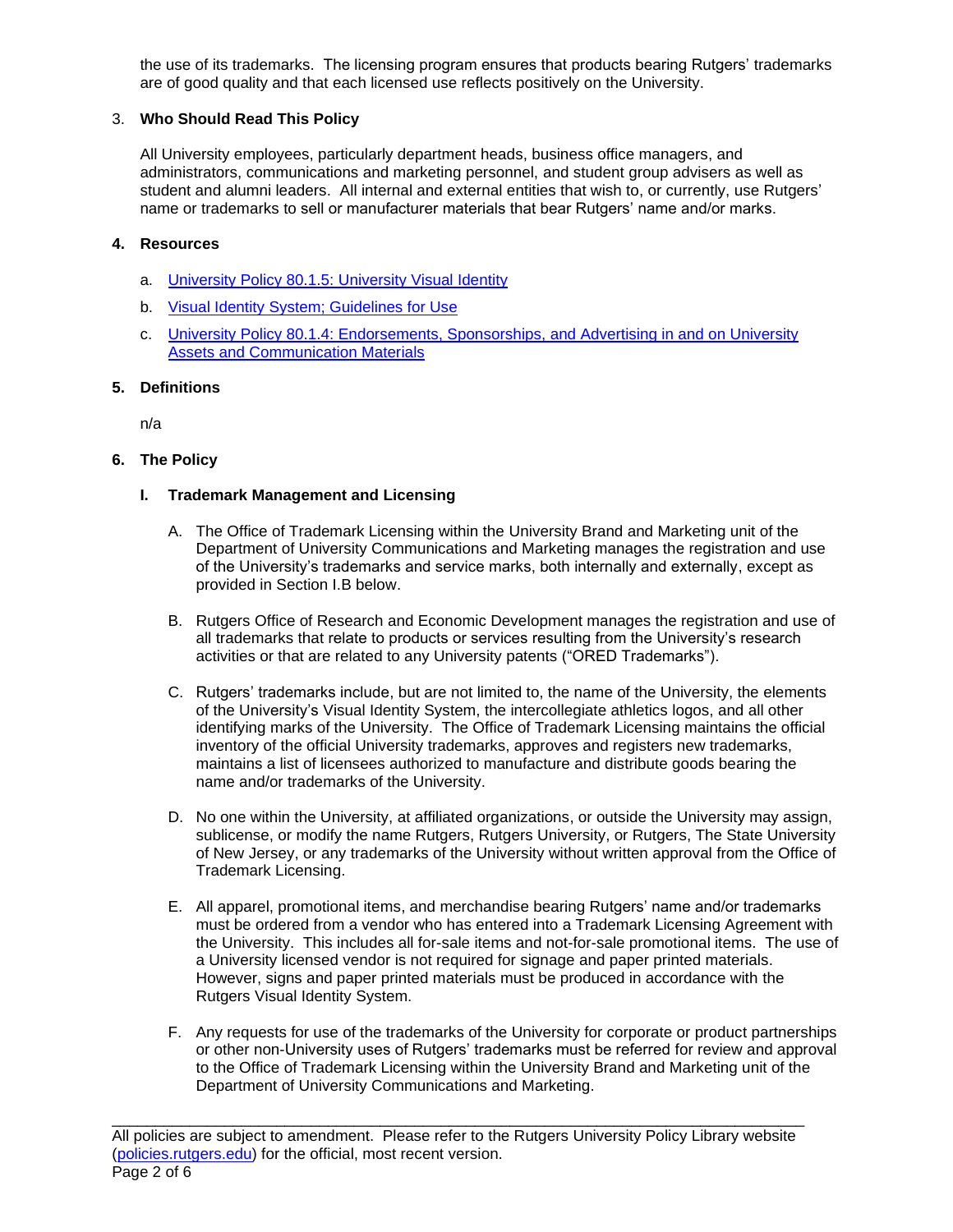the use of its trademarks. The licensing program ensures that products bearing Rutgers' trademarks are of good quality and that each licensed use reflects positively on the University.

## 3. Who Should Read This Policy

All University employees, particularly department heads, business office managers, and administrators, communications and marketing personnel, and student group advisers as well as student and alumni leaders. All internal and external entities that wish to, or currently, use Rutgers' name or trademarks to sell or manufacturer materials that bear Rutgers' name and/or marks.

## 4. Resources

a. University Policy 80.1.5: University Visual Identity

b. Visual Identity System; Guidelines for Use

c. University Policy 80.1.4: Endorsements, Sponsorships, and Advertising in and on University Assets and Communication Materials

## 5. Definitions

n/a

## 6. The Policy

### I. Trademark Management and Licensing

A. The Office of Trademark Licensing within the University Brand and Marketing unit of the Department of University Communications and Marketing manages the registration and use of the University's trademarks and service marks, both internally and externally, except as provided in Section I.B below.

B. Rutgers Office of Research and Economic Development manages the registration and use of all trademarks that relate to products or services resulting from the University's research activities or that are related to any University patents ("ORED Trademarks").

C. Rutgers' trademarks include, but are not limited to, the name of the University, the elements of the University's Visual Identity System, the intercollegiate athletics logos, and all other identifying marks of the University. The Office of Trademark Licensing maintains the official inventory of the official University trademarks, approves and registers new trademarks, maintains a list of licensees authorized to manufacture and distribute goods bearing the name and/or trademarks of the University.

D. No one within the University, at affiliated organizations, or outside the University may assign, sublicense, or modify the name Rutgers, Rutgers University, or Rutgers, The State University of New Jersey, or any trademarks of the University without written approval from the Office of Trademark Licensing.

E. All apparel, promotional items, and merchandise bearing Rutgers' name and/or trademarks must be ordered from a vendor who has entered into a Trademark Licensing Agreement with the University. This includes all for-sale items and not-for-sale promotional items. The use of a University licensed vendor is not required for signage and paper printed materials. However, signs and paper printed materials must be produced in accordance with the Rutgers Visual Identity System.

F. Any requests for use of the trademarks of the University for corporate or product partnerships or other non-University uses of Rutgers' trademarks must be referred for review and approval to the Office of Trademark Licensing within the University Brand and Marketing unit of the Department of University Communications and Marketing.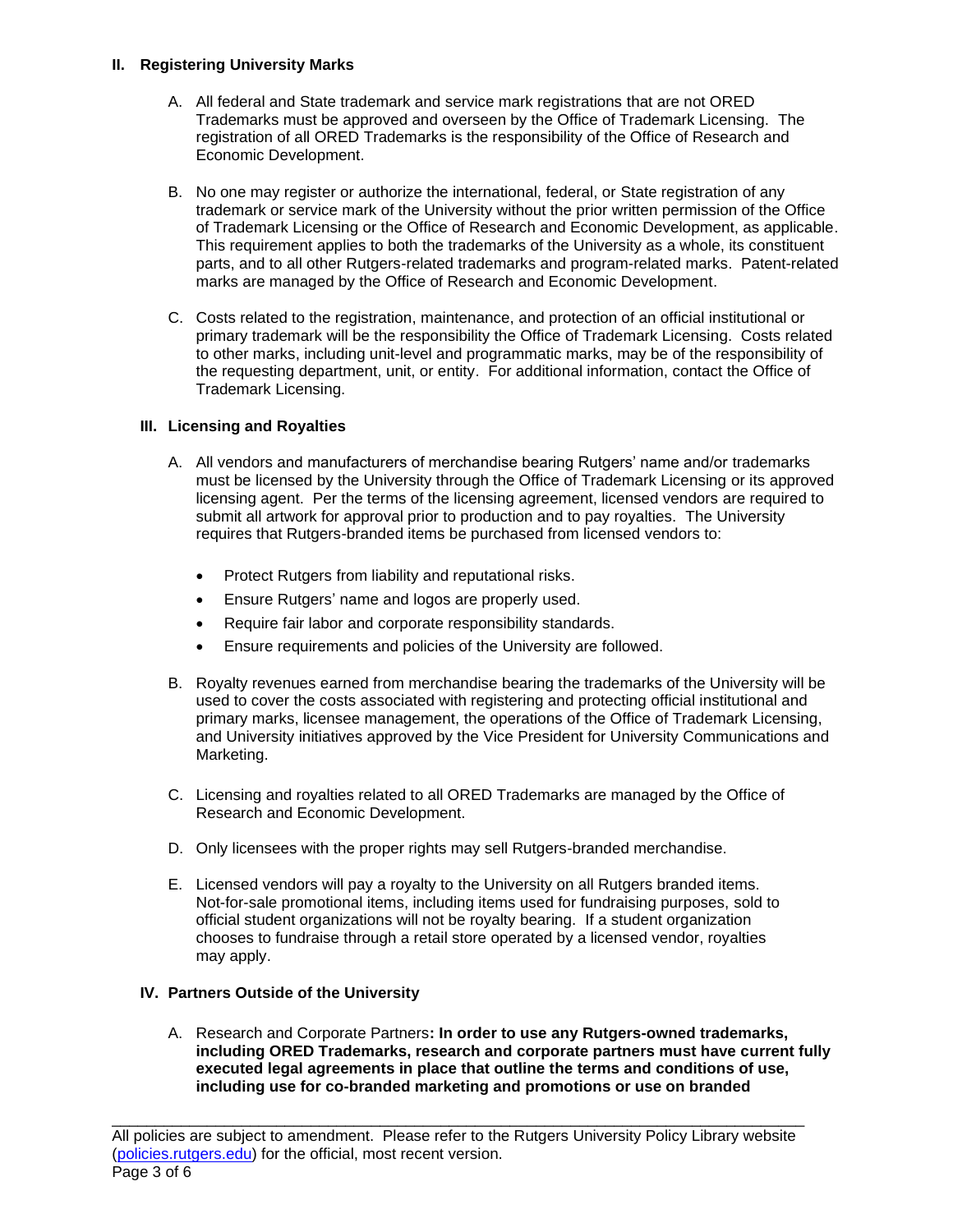### II. Registering University Marks

A. All federal and State trademark and service mark registrations that are not ORED Trademarks must be approved and overseen by the Office of Trademark Licensing. The registration of all ORED Trademarks is the responsibility of the Office of Research and Economic Development.

B. No one may register or authorize the international, federal, or State registration of any trademark or service mark of the University without the prior written permission of the Office of Trademark Licensing or the Office of Research and Economic Development, as applicable. This requirement applies to both the trademarks of the University as a whole, its constituent parts, and to all other Rutgers-related trademarks and program-related marks. Patent-related marks are managed by the Office of Research and Economic Development.

C. Costs related to the registration, maintenance, and protection of an official institutional or primary trademark will be the responsibility the Office of Trademark Licensing. Costs related to other marks, including unit-level and programmatic marks, may be of the responsibility of the requesting department, unit, or entity. For additional information, contact the Office of Trademark Licensing.

### III. Licensing and Royalties

A. All vendors and manufacturers of merchandise bearing Rutgers' name and/or trademarks must be licensed by the University through the Office of Trademark Licensing or its approved licensing agent. Per the terms of the licensing agreement, licensed vendors are required to submit all artwork for approval prior to production and to pay royalties. The University requires that Rutgers-branded items be purchased from licensed vendors to:

- Protect Rutgers from liability and reputational risks.
- Ensure Rutgers' name and logos are properly used.
- Require fair labor and corporate responsibility standards.
- Ensure requirements and policies of the University are followed.

B. Royalty revenues earned from merchandise bearing the trademarks of the University will be used to cover the costs associated with registering and protecting official institutional and primary marks, licensee management, the operations of the Office of Trademark Licensing, and University initiatives approved by the Vice President for University Communications and Marketing.

C. Licensing and royalties related to all ORED Trademarks are managed by the Office of Research and Economic Development.

D. Only licensees with the proper rights may sell Rutgers-branded merchandise.

E. Licensed vendors will pay a royalty to the University on all Rutgers branded items. Not-for-sale promotional items, including items used for fundraising purposes, sold to official student organizations will not be royalty bearing. If a student organization chooses to fundraise through a retail store operated by a licensed vendor, royalties may apply.

### IV. Partners Outside of the University

A. Research and Corporate Partners**: In order to use any Rutgers-owned trademarks, including ORED Trademarks, research and corporate partners must have current fully executed legal agreements in place that outline the terms and conditions of use, including use for co-branded marketing and promotions or use on branded**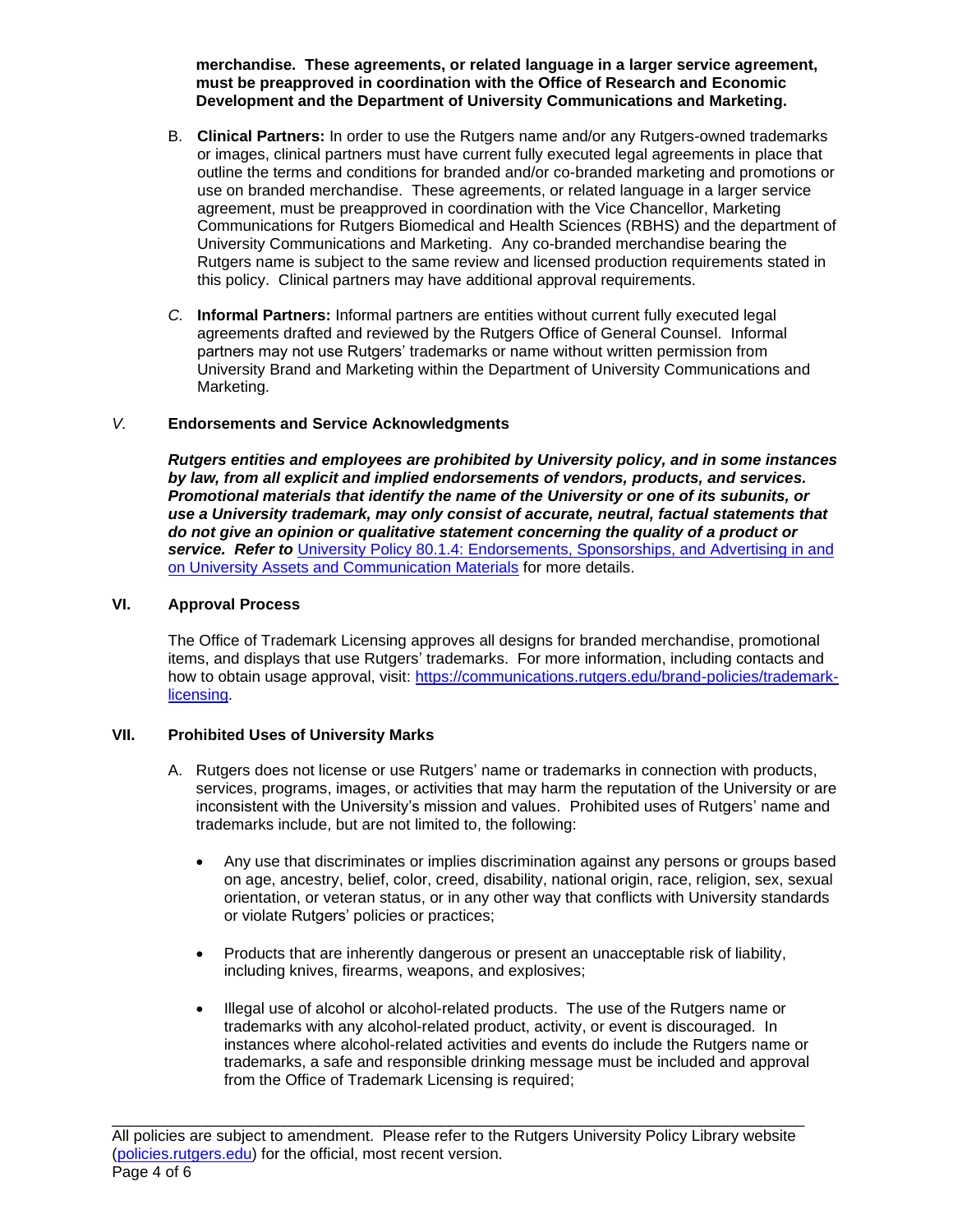**merchandise. These agreements, or related language in a larger service agreement, must be preapproved in coordination with the Office of Research and Economic Development and the Department of University Communications and Marketing.**

B. **Clinical Partners:** In order to use the Rutgers name and/or any Rutgers-owned trademarks or images, clinical partners must have current fully executed legal agreements in place that outline the terms and conditions for branded and/or co-branded marketing and promotions or use on branded merchandise. These agreements, or related language in a larger service agreement, must be preapproved in coordination with the Vice Chancellor, Marketing Communications for Rutgers Biomedical and Health Sciences (RBHS) and the department of University Communications and Marketing. Any co-branded merchandise bearing the Rutgers name is subject to the same review and licensed production requirements stated in this policy. Clinical partners may have additional approval requirements.

*C.* **Informal Partners:** Informal partners are entities without current fully executed legal agreements drafted and reviewed by the Rutgers Office of General Counsel. Informal partners may not use Rutgers' trademarks or name without written permission from University Brand and Marketing within the Department of University Communications and Marketing.

## *V.* Endorsements and Service Acknowledgments

***Rutgers entities and employees are prohibited by University policy, and in some instances by law, from all explicit and implied endorsements of vendors, products, and services. Promotional materials that identify the name of the University or one of its subunits, or use a University trademark, may only consist of accurate, neutral, factual statements that do not give an opinion or qualitative statement concerning the quality of a product or service. Refer to*** [University Policy 80.1.4: Endorsements, Sponsorships, and Advertising in and on University Assets and Communication Materials]() for more details.

## VI. Approval Process

The Office of Trademark Licensing approves all designs for branded merchandise, promotional items, and displays that use Rutgers' trademarks. For more information, including contacts and how to obtain usage approval, visit: [https://communications.rutgers.edu/brand-policies/trademark-licensing](https://communications.rutgers.edu/brand-policies/trademark-licensing).

## VII. Prohibited Uses of University Marks

A. Rutgers does not license or use Rutgers' name or trademarks in connection with products, services, programs, images, or activities that may harm the reputation of the University or are inconsistent with the University's mission and values. Prohibited uses of Rutgers' name and trademarks include, but are not limited to, the following:

- Any use that discriminates or implies discrimination against any persons or groups based on age, ancestry, belief, color, creed, disability, national origin, race, religion, sex, sexual orientation, or veteran status, or in any other way that conflicts with University standards or violate Rutgers' policies or practices;

- Products that are inherently dangerous or present an unacceptable risk of liability, including knives, firearms, weapons, and explosives;

- Illegal use of alcohol or alcohol-related products. The use of the Rutgers name or trademarks with any alcohol-related product, activity, or event is discouraged. In instances where alcohol-related activities and events do include the Rutgers name or trademarks, a safe and responsible drinking message must be included and approval from the Office of Trademark Licensing is required;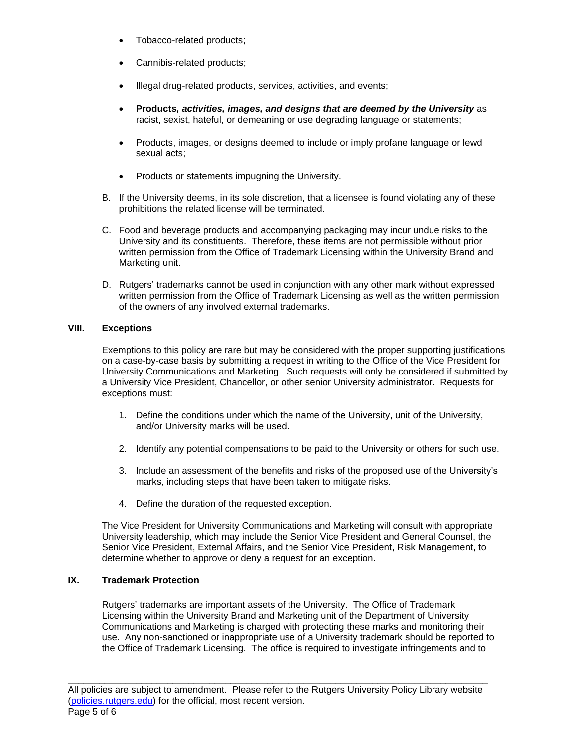- Tobacco-related products;
- Cannibis-related products;
- Illegal drug-related products, services, activities, and events;
- **Products*, activities, images, and designs that are deemed by the University*** as racist, sexist, hateful, or demeaning or use degrading language or statements;
- Products, images, or designs deemed to include or imply profane language or lewd sexual acts;
- Products or statements impugning the University.

B. If the University deems, in its sole discretion, that a licensee is found violating any of these prohibitions the related license will be terminated.

C. Food and beverage products and accompanying packaging may incur undue risks to the University and its constituents. Therefore, these items are not permissible without prior written permission from the Office of Trademark Licensing within the University Brand and Marketing unit.

D. Rutgers' trademarks cannot be used in conjunction with any other mark without expressed written permission from the Office of Trademark Licensing as well as the written permission of the owners of any involved external trademarks.

## VIII. Exceptions

Exemptions to this policy are rare but may be considered with the proper supporting justifications on a case-by-case basis by submitting a request in writing to the Office of the Vice President for University Communications and Marketing. Such requests will only be considered if submitted by a University Vice President, Chancellor, or other senior University administrator. Requests for exceptions must:

1. Define the conditions under which the name of the University, unit of the University, and/or University marks will be used.
2. Identify any potential compensations to be paid to the University or others for such use.
3. Include an assessment of the benefits and risks of the proposed use of the University's marks, including steps that have been taken to mitigate risks.
4. Define the duration of the requested exception.

The Vice President for University Communications and Marketing will consult with appropriate University leadership, which may include the Senior Vice President and General Counsel, the Senior Vice President, External Affairs, and the Senior Vice President, Risk Management, to determine whether to approve or deny a request for an exception.

## IX. Trademark Protection

Rutgers' trademarks are important assets of the University. The Office of Trademark Licensing within the University Brand and Marketing unit of the Department of University Communications and Marketing is charged with protecting these marks and monitoring their use. Any non-sanctioned or inappropriate use of a University trademark should be reported to the Office of Trademark Licensing. The office is required to investigate infringements and to

All policies are subject to amendment. Please refer to the Rutgers University Policy Library website (policies.rutgers.edu) for the official, most recent version.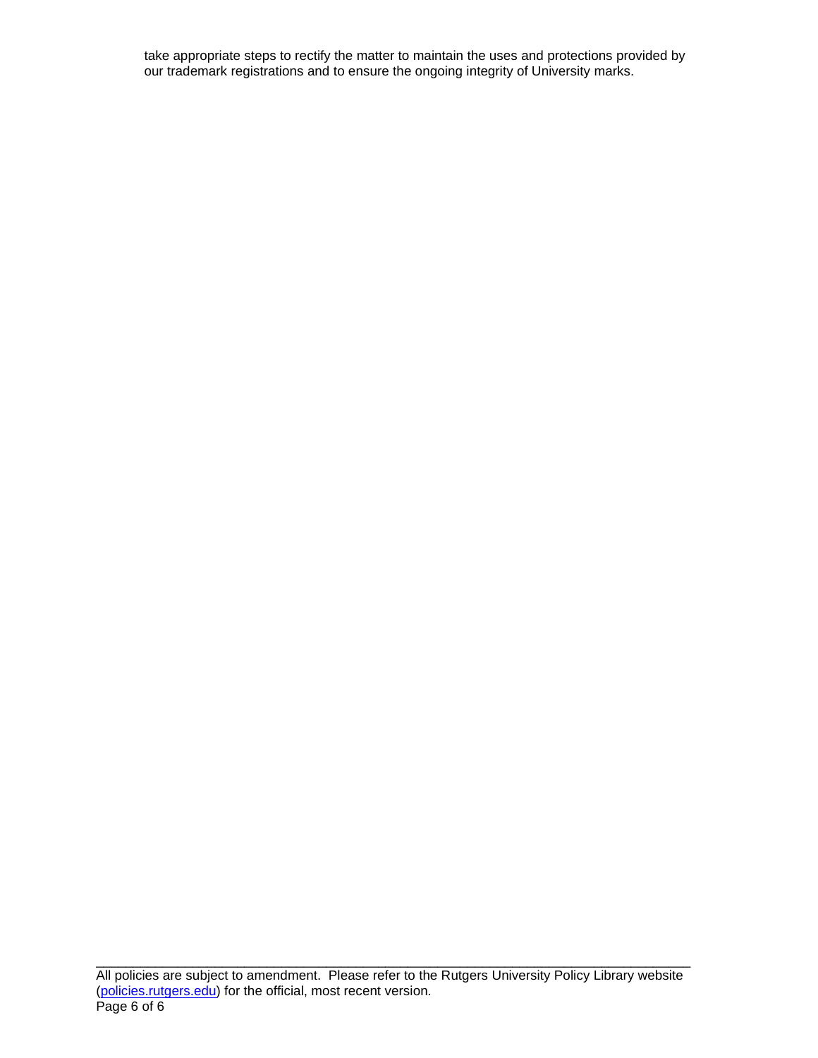take appropriate steps to rectify the matter to maintain the uses and protections provided by our trademark registrations and to ensure the ongoing integrity of University marks.